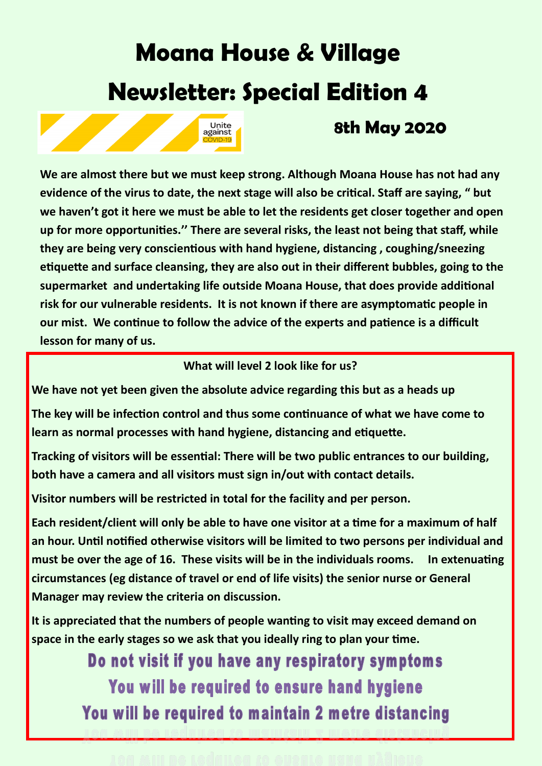# Moana House & Village

# Newsletter: Special Edition 4

Unite against COVID-19

**8th May 2020**

**We are almost there but we must keep strong. Although Moana House has not had any evidence of the virus to date, the next stage will also be critical. Staff are saying, " but we haven't got it here we must be able to let the residents get closer together and open up for more opportunities." There are several risks, the least not being that staff, while they are being very conscientious with hand hygiene, distancing , coughing/sneezing etiquette and surface cleansing, they are also out in their different bubbles, going to the supermarket and undertaking life outside Moana House, that does provide additional risk for our vulnerable residents. It is not known if there are asymptomatic people in our mist. We continue to follow the advice of the experts and patience is a difficult lesson for many of us.**

**What will level 2 look like for us?**

**We have not yet been given the absolute advice regarding this but as a heads up**

**The key will be infection control and thus some continuance of what we have come to learn as normal processes with hand hygiene, distancing and etiquette.**

**Tracking of visitors will be essential: There will be two public entrances to our building, both have a camera and all visitors must sign in/out with contact details.**

**Visitor numbers will be restricted in total for the facility and per person.**

**Each resident/client will only be able to have one visitor at a time for a maximum of half an hour. Until notified otherwise visitors will be limited to two persons per individual and must be over the age of 16. These visits will be in the individuals rooms. In extenuating circumstances (eg distance of travel or end of life visits) the senior nurse or General Manager may review the criteria on discussion.**

**It is appreciated that the numbers of people wanting to visit may exceed demand on space in the early stages so we ask that you ideally ring to plan your time.**

**Do not visit if you have any respiratory symptoms**

**You will be required to ensure hand hygiene**

**You will be required to maintain 2 metre distancing**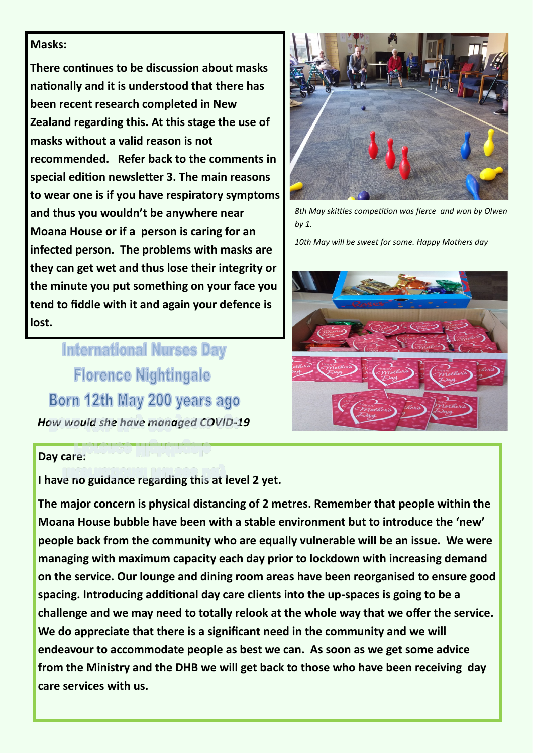**Masks:**

**There continues to be discussion about masks nationally and it is understood that there has been recent research completed in New Zealand regarding this. At this stage the use of masks without a valid reason is not recommended. Refer back to the comments in special edition newsletter 3. The main reasons to wear one is if you have respiratory symptoms and thus you wouldn't be anywhere near Moana House or if a person is caring for an infected person. The problems with masks are they can get wet and thus lose their integrity or the minute you put something on your face you tend to fiddle with it and again your defence is lost.**

*8th May skittles competition was fierce and won by Olwen by 1.*

*10th May will be sweet for some. Happy Mothers day*

## International Nurses Day
## Florence Nightingale
## Born 12th May 200 years ago

***How would she have managed COVID-19***

**Day care:**

**I have no guidance regarding this at level 2 yet.**

**The major concern is physical distancing of 2 metres. Remember that people within the Moana House bubble have been with a stable environment but to introduce the 'new' people back from the community who are equally vulnerable will be an issue. We were managing with maximum capacity each day prior to lockdown with increasing demand on the service. Our lounge and dining room areas have been reorganised to ensure good spacing. Introducing additional day care clients into the up-spaces is going to be a challenge and we may need to totally relook at the whole way that we offer the service. We do appreciate that there is a significant need in the community and we will endeavour to accommodate people as best we can. As soon as we get some advice from the Ministry and the DHB we will get back to those who have been receiving day care services with us.**